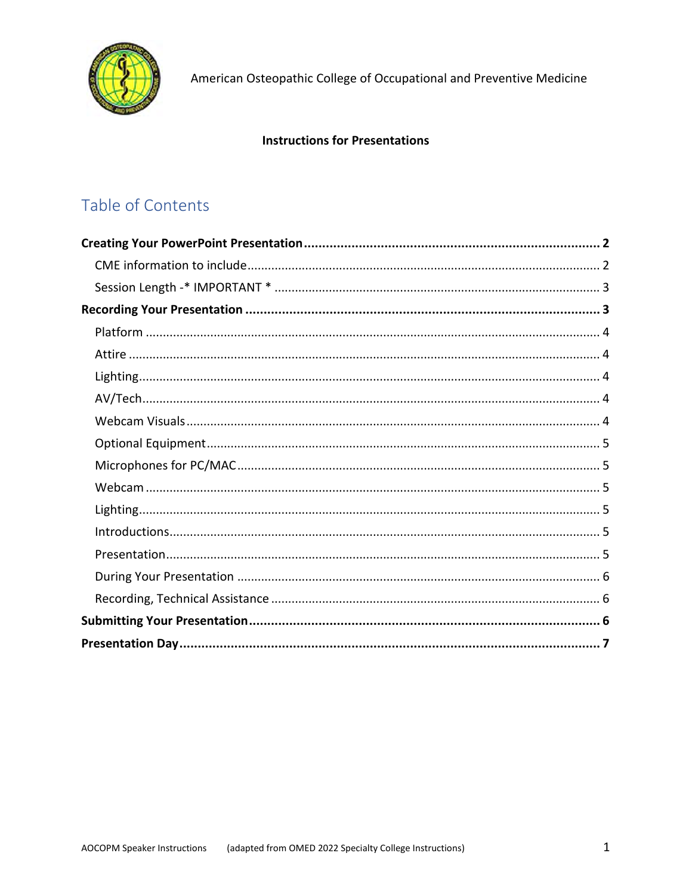American Osteopathic College of Occupational and Preventive Medicine

**Instructions for Presentations**

## Table of Contents

**Creating Your PowerPoint Presentation** ............ **2**

- CME information to include ............ 2
- Session Length -* IMPORTANT * ............ 3

**Recording Your Presentation** ............ **3**

- Platform ............ 4
- Attire ............ 4
- Lighting ............ 4
- AV/Tech ............ 4
- Webcam Visuals ............ 4
- Optional Equipment ............ 5
- Microphones for PC/MAC ............ 5
- Webcam ............ 5
- Lighting ............ 5
- Introductions ............ 5
- Presentation ............ 5
- During Your Presentation ............ 6
- Recording, Technical Assistance ............ 6

**Submitting Your Presentation** ............ **6**

**Presentation Day** ............ **7**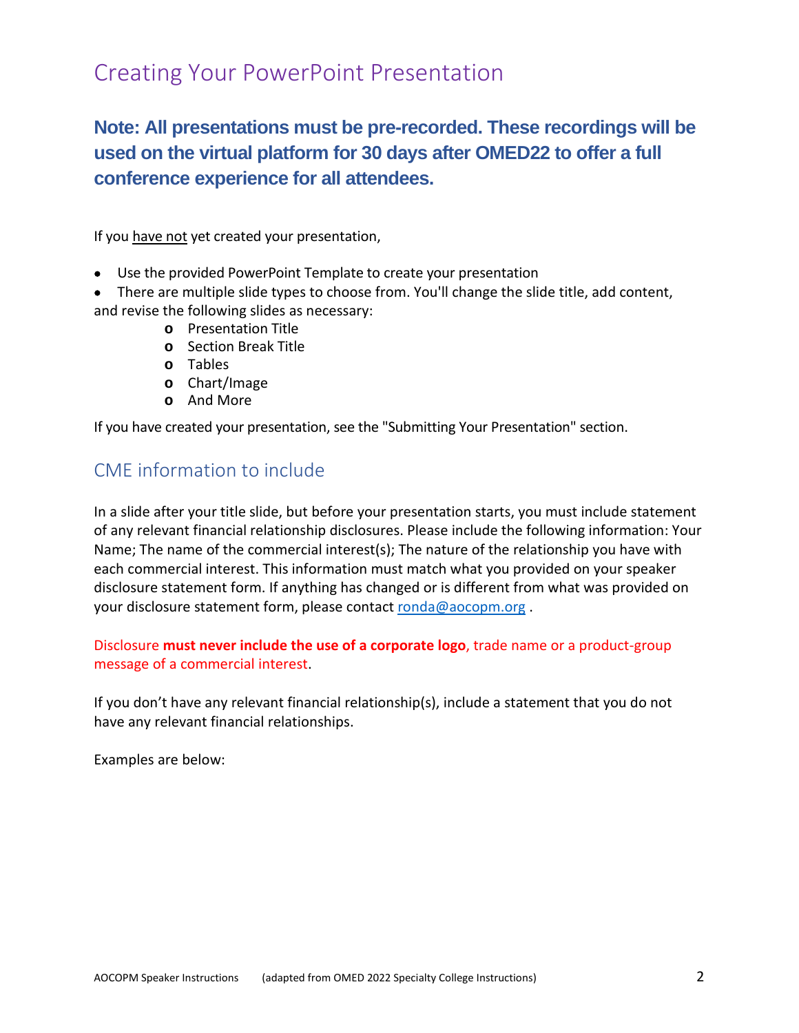# Creating Your PowerPoint Presentation

**Note: All presentations must be pre-recorded. These recordings will be used on the virtual platform for 30 days after OMED22 to offer a full conference experience for all attendees.**

If you <u>have not</u> yet created your presentation,

- Use the provided PowerPoint Template to create your presentation
- There are multiple slide types to choose from. You'll change the slide title, add content, and revise the following slides as necessary:
  - Presentation Title
  - Section Break Title
  - Tables
  - Chart/Image
  - And More

If you have created your presentation, see the "Submitting Your Presentation" section.

## CME information to include

In a slide after your title slide, but before your presentation starts, you must include statement of any relevant financial relationship disclosures. Please include the following information: Your Name; The name of the commercial interest(s); The nature of the relationship you have with each commercial interest. This information must match what you provided on your speaker disclosure statement form. If anything has changed or is different from what was provided on your disclosure statement form, please contact ronda@aocopm.org .

Disclosure **must never include the use of a corporate logo**, trade name or a product-group message of a commercial interest.

If you don't have any relevant financial relationship(s), include a statement that you do not have any relevant financial relationships.

Examples are below: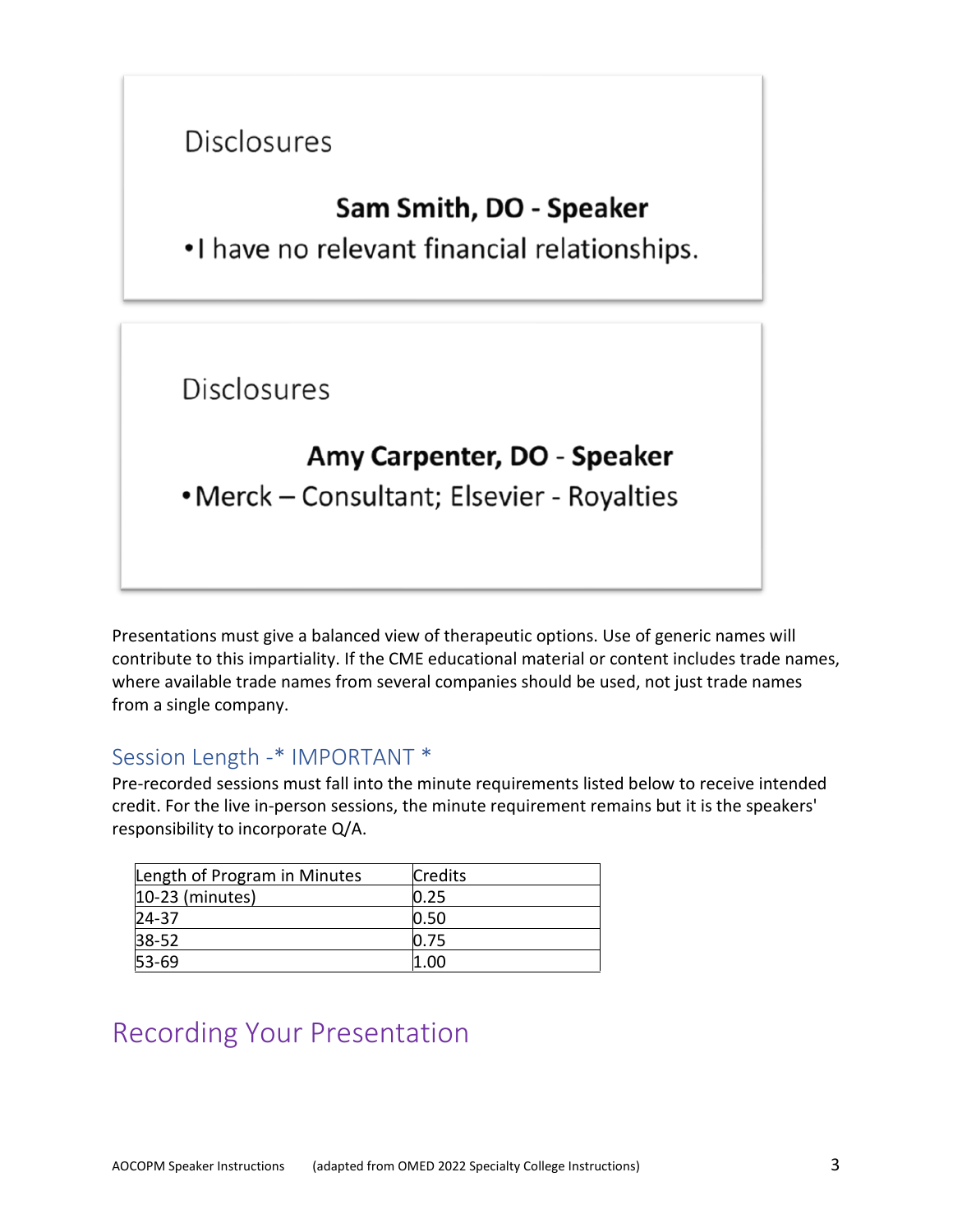Disclosures

**Sam Smith, DO - Speaker**

- I have no relevant financial relationships.

Disclosures

**Amy Carpenter, DO - Speaker**

- Merck – Consultant; Elsevier - Royalties

Presentations must give a balanced view of therapeutic options. Use of generic names will contribute to this impartiality. If the CME educational material or content includes trade names, where available trade names from several companies should be used, not just trade names from a single company.

## Session Length -* IMPORTANT *

Pre-recorded sessions must fall into the minute requirements listed below to receive intended credit. For the live in-person sessions, the minute requirement remains but it is the speakers' responsibility to incorporate Q/A.

| Length of Program in Minutes | Credits |
| --- | --- |
| 10-23 (minutes) | 0.25 |
| 24-37 | 0.50 |
| 38-52 | 0.75 |
| 53-69 | 1.00 |

# Recording Your Presentation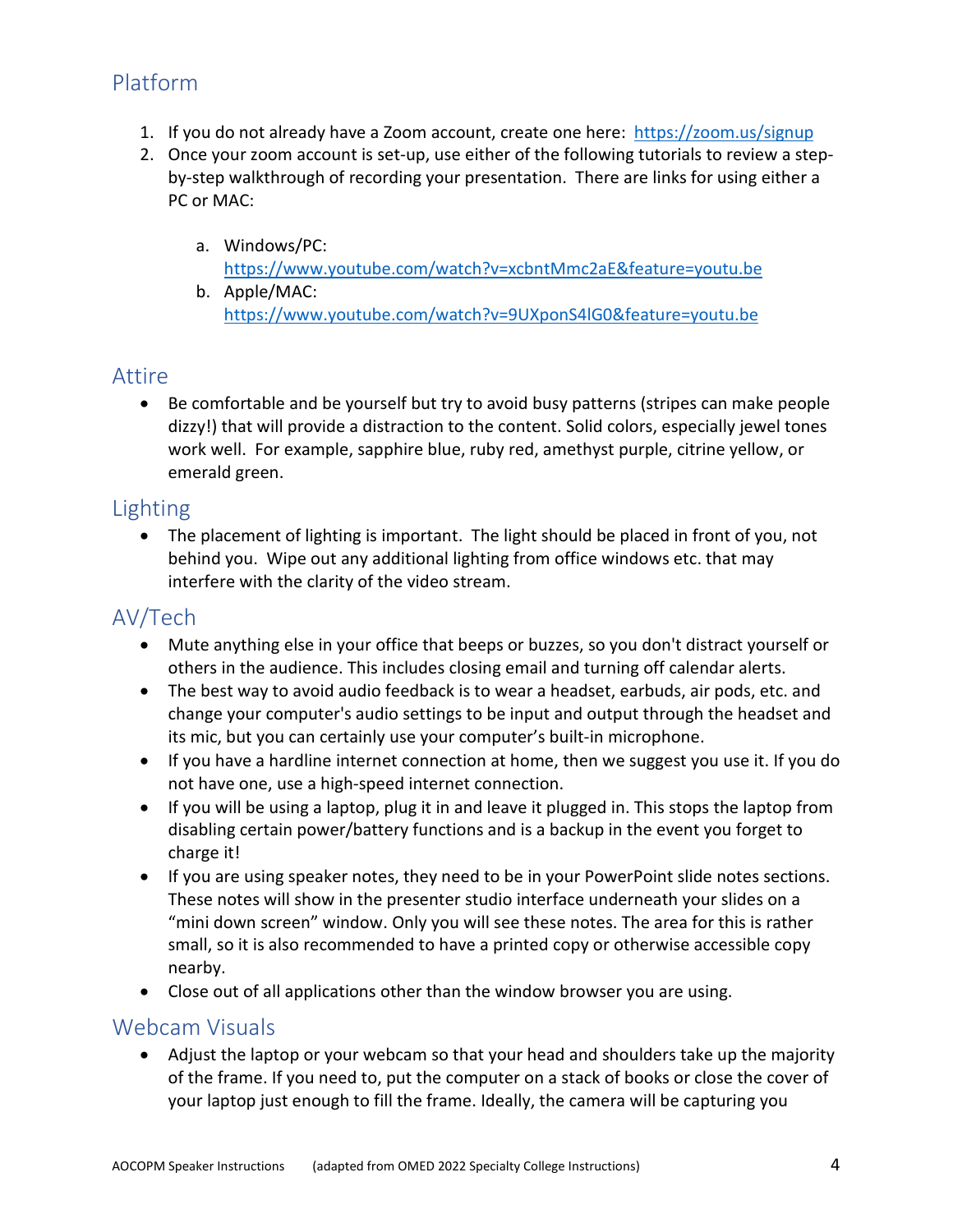## Platform

1. If you do not already have a Zoom account, create one here: https://zoom.us/signup
2. Once your zoom account is set-up, use either of the following tutorials to review a step-by-step walkthrough of recording your presentation. There are links for using either a PC or MAC:

    a. Windows/PC: https://www.youtube.com/watch?v=xcbntMmc2aE&feature=youtu.be
    b. Apple/MAC: https://www.youtube.com/watch?v=9UXponS4lG0&feature=youtu.be

## Attire

- Be comfortable and be yourself but try to avoid busy patterns (stripes can make people dizzy!) that will provide a distraction to the content. Solid colors, especially jewel tones work well. For example, sapphire blue, ruby red, amethyst purple, citrine yellow, or emerald green.

## Lighting

- The placement of lighting is important. The light should be placed in front of you, not behind you. Wipe out any additional lighting from office windows etc. that may interfere with the clarity of the video stream.

## AV/Tech

- Mute anything else in your office that beeps or buzzes, so you don't distract yourself or others in the audience. This includes closing email and turning off calendar alerts.
- The best way to avoid audio feedback is to wear a headset, earbuds, air pods, etc. and change your computer's audio settings to be input and output through the headset and its mic, but you can certainly use your computer's built-in microphone.
- If you have a hardline internet connection at home, then we suggest you use it. If you do not have one, use a high-speed internet connection.
- If you will be using a laptop, plug it in and leave it plugged in. This stops the laptop from disabling certain power/battery functions and is a backup in the event you forget to charge it!
- If you are using speaker notes, they need to be in your PowerPoint slide notes sections. These notes will show in the presenter studio interface underneath your slides on a "mini down screen" window. Only you will see these notes. The area for this is rather small, so it is also recommended to have a printed copy or otherwise accessible copy nearby.
- Close out of all applications other than the window browser you are using.

## Webcam Visuals

- Adjust the laptop or your webcam so that your head and shoulders take up the majority of the frame. If you need to, put the computer on a stack of books or close the cover of your laptop just enough to fill the frame. Ideally, the camera will be capturing you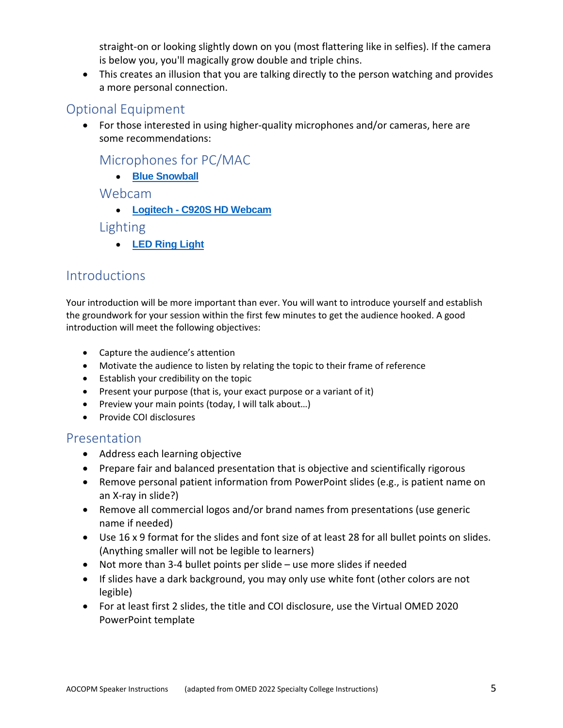straight-on or looking slightly down on you (most flattering like in selfies). If the camera is below you, you'll magically grow double and triple chins.

- This creates an illusion that you are talking directly to the person watching and provides a more personal connection.

## Optional Equipment

- For those interested in using higher-quality microphones and/or cameras, here are some recommendations:

### Microphones for PC/MAC

- **Blue Snowball**

### Webcam

- **Logitech - C920S HD Webcam**

### Lighting

- **LED Ring Light**

## Introductions

Your introduction will be more important than ever. You will want to introduce yourself and establish the groundwork for your session within the first few minutes to get the audience hooked. A good introduction will meet the following objectives:

- Capture the audience's attention
- Motivate the audience to listen by relating the topic to their frame of reference
- Establish your credibility on the topic
- Present your purpose (that is, your exact purpose or a variant of it)
- Preview your main points (today, I will talk about…)
- Provide COI disclosures

## Presentation

- Address each learning objective
- Prepare fair and balanced presentation that is objective and scientifically rigorous
- Remove personal patient information from PowerPoint slides (e.g., is patient name on an X-ray in slide?)
- Remove all commercial logos and/or brand names from presentations (use generic name if needed)
- Use 16 x 9 format for the slides and font size of at least 28 for all bullet points on slides. (Anything smaller will not be legible to learners)
- Not more than 3-4 bullet points per slide – use more slides if needed
- If slides have a dark background, you may only use white font (other colors are not legible)
- For at least first 2 slides, the title and COI disclosure, use the Virtual OMED 2020 PowerPoint template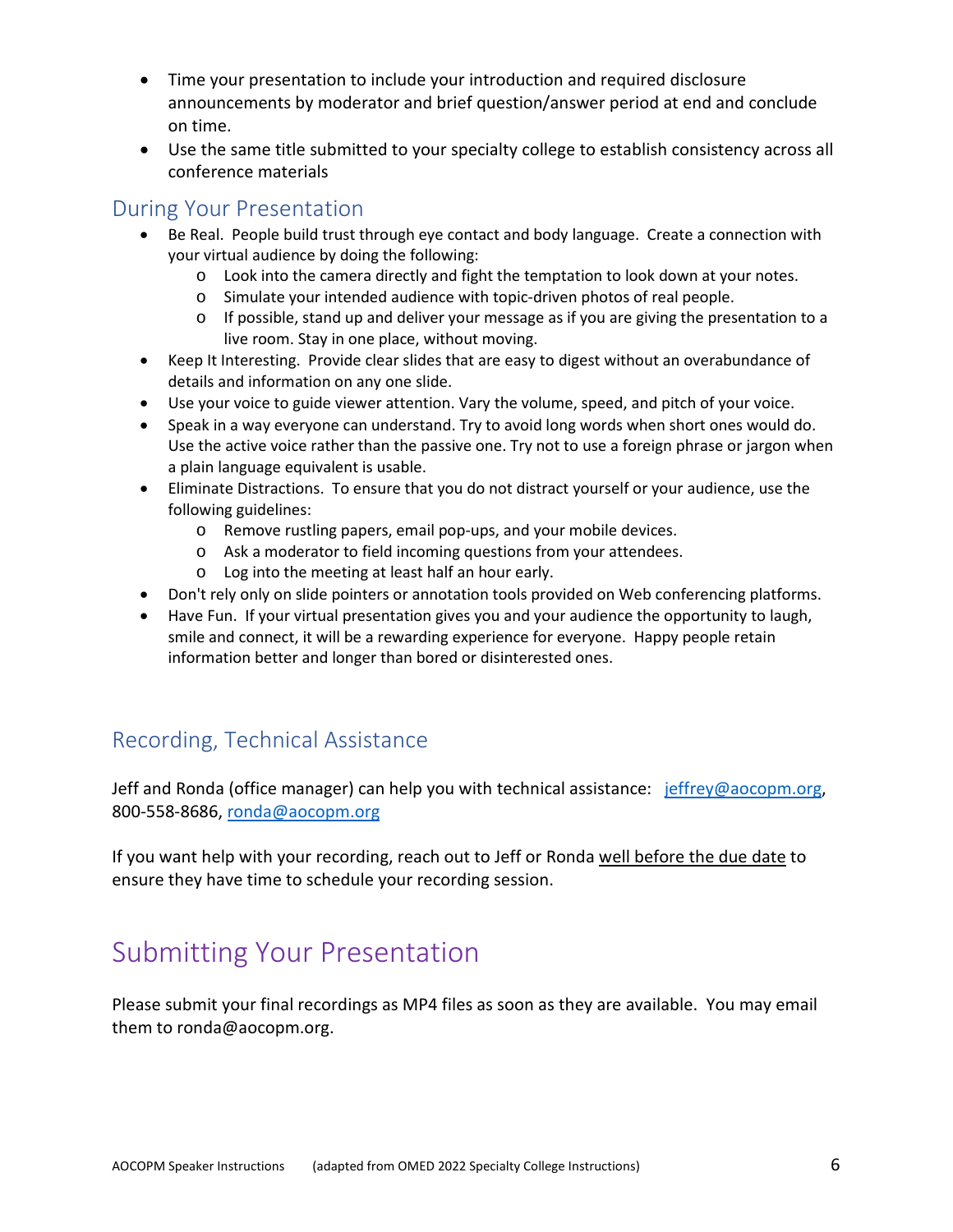- Time your presentation to include your introduction and required disclosure announcements by moderator and brief question/answer period at end and conclude on time.
- Use the same title submitted to your specialty college to establish consistency across all conference materials

## During Your Presentation

- Be Real. People build trust through eye contact and body language. Create a connection with your virtual audience by doing the following:
  - Look into the camera directly and fight the temptation to look down at your notes.
  - Simulate your intended audience with topic-driven photos of real people.
  - If possible, stand up and deliver your message as if you are giving the presentation to a live room. Stay in one place, without moving.
- Keep It Interesting. Provide clear slides that are easy to digest without an overabundance of details and information on any one slide.
- Use your voice to guide viewer attention. Vary the volume, speed, and pitch of your voice.
- Speak in a way everyone can understand. Try to avoid long words when short ones would do. Use the active voice rather than the passive one. Try not to use a foreign phrase or jargon when a plain language equivalent is usable.
- Eliminate Distractions. To ensure that you do not distract yourself or your audience, use the following guidelines:
  - Remove rustling papers, email pop-ups, and your mobile devices.
  - Ask a moderator to field incoming questions from your attendees.
  - Log into the meeting at least half an hour early.
- Don't rely only on slide pointers or annotation tools provided on Web conferencing platforms.
- Have Fun. If your virtual presentation gives you and your audience the opportunity to laugh, smile and connect, it will be a rewarding experience for everyone. Happy people retain information better and longer than bored or disinterested ones.

## Recording, Technical Assistance

Jeff and Ronda (office manager) can help you with technical assistance: jeffrey@aocopm.org, 800-558-8686, ronda@aocopm.org

If you want help with your recording, reach out to Jeff or Ronda well before the due date to ensure they have time to schedule your recording session.

# Submitting Your Presentation

Please submit your final recordings as MP4 files as soon as they are available. You may email them to ronda@aocopm.org.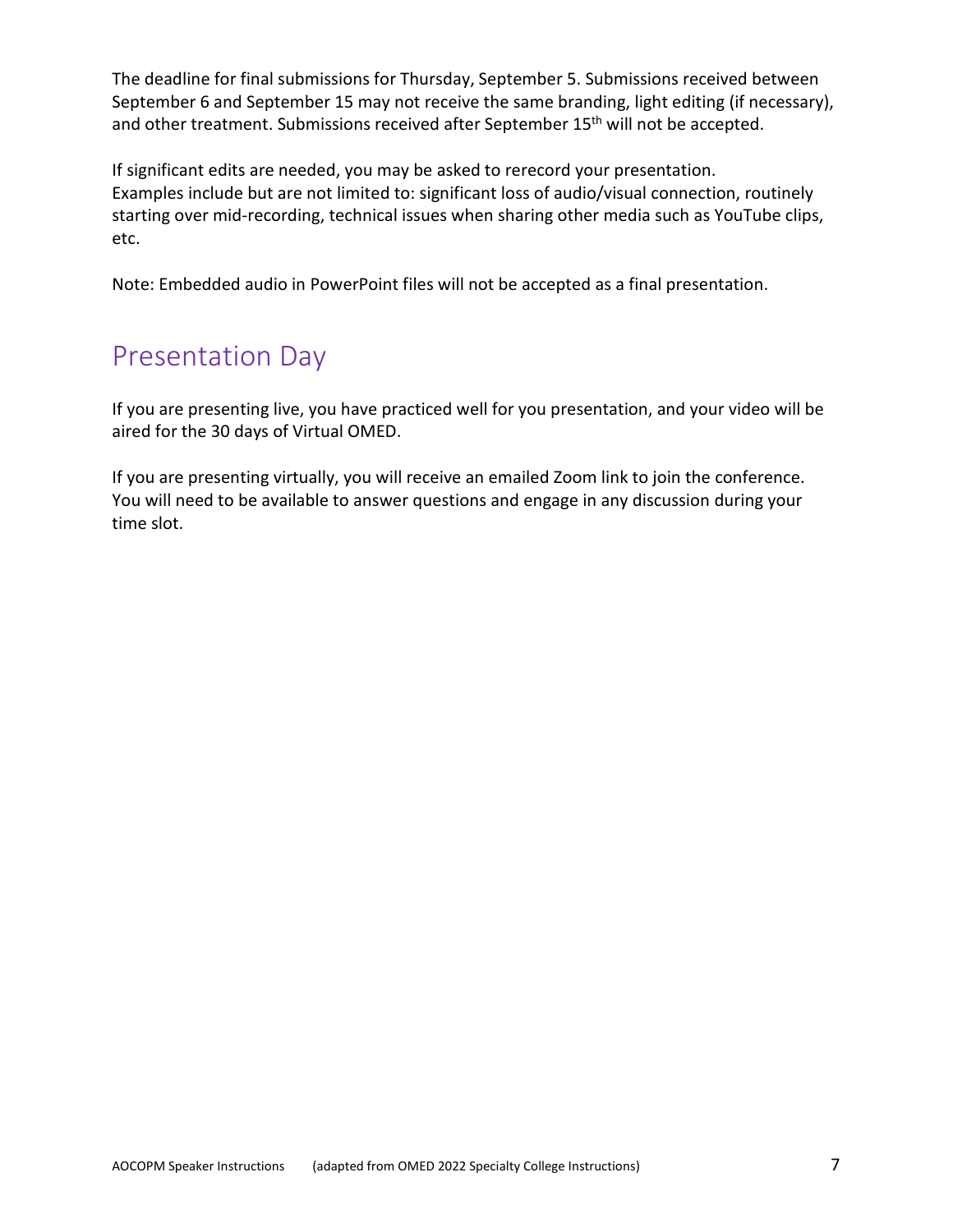The deadline for final submissions for Thursday, September 5. Submissions received between September 6 and September 15 may not receive the same branding, light editing (if necessary), and other treatment. Submissions received after September 15th will not be accepted.

If significant edits are needed, you may be asked to rerecord your presentation. Examples include but are not limited to: significant loss of audio/visual connection, routinely starting over mid-recording, technical issues when sharing other media such as YouTube clips, etc.

Note: Embedded audio in PowerPoint files will not be accepted as a final presentation.

## Presentation Day

If you are presenting live, you have practiced well for you presentation, and your video will be aired for the 30 days of Virtual OMED.

If you are presenting virtually, you will receive an emailed Zoom link to join the conference. You will need to be available to answer questions and engage in any discussion during your time slot.